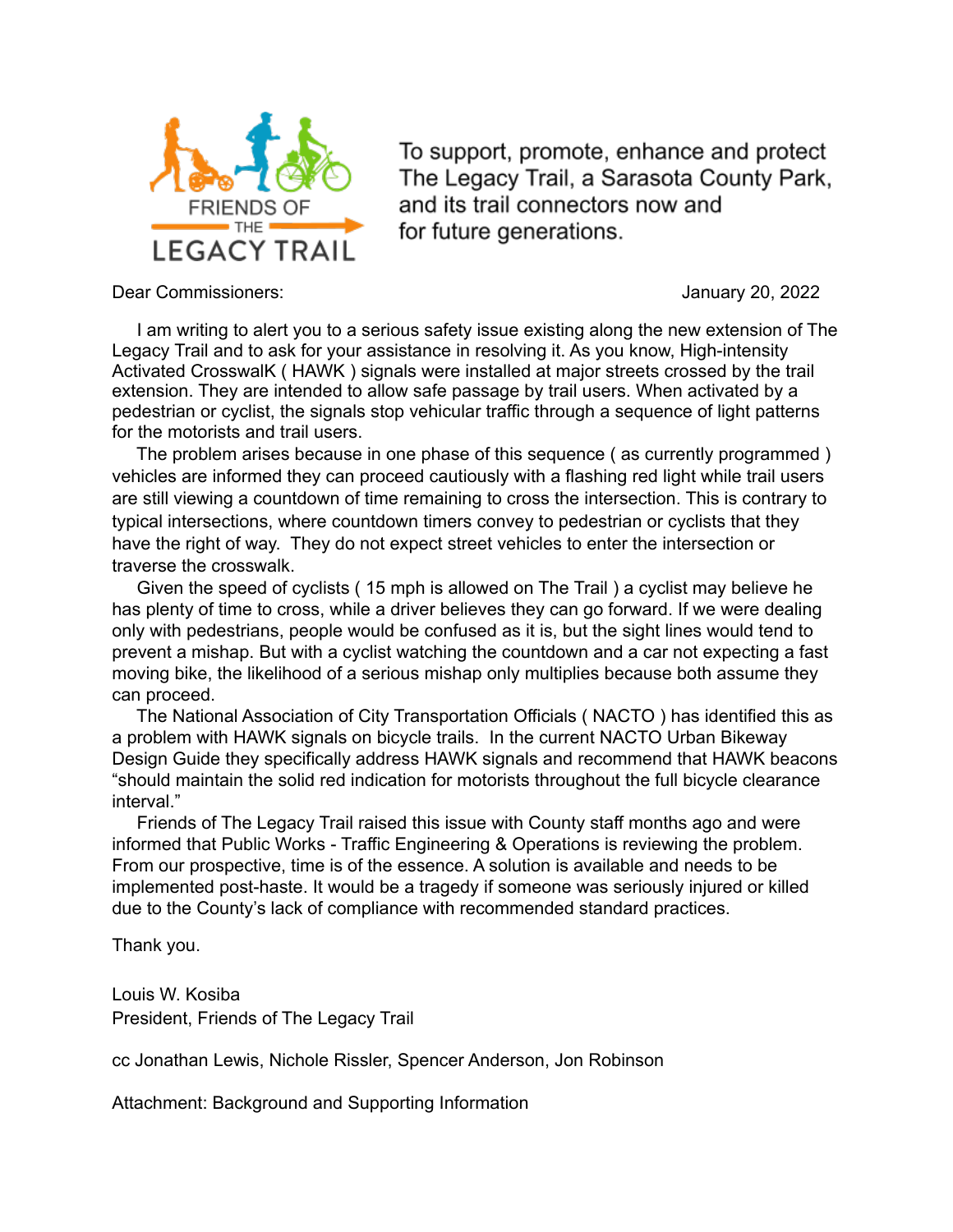FRIENDS OF THE LEGACY TRAIL

To support, promote, enhance and protect The Legacy Trail, a Sarasota County Park, and its trail connectors now and for future generations.

Dear Commissioners: January 20, 2022

I am writing to alert you to a serious safety issue existing along the new extension of The Legacy Trail and to ask for your assistance in resolving it. As you know, High-intensity Activated CrosswalK ( HAWK ) signals were installed at major streets crossed by the trail extension. They are intended to allow safe passage by trail users. When activated by a pedestrian or cyclist, the signals stop vehicular traffic through a sequence of light patterns for the motorists and trail users.

The problem arises because in one phase of this sequence ( as currently programmed ) vehicles are informed they can proceed cautiously with a flashing red light while trail users are still viewing a countdown of time remaining to cross the intersection. This is contrary to typical intersections, where countdown timers convey to pedestrian or cyclists that they have the right of way. They do not expect street vehicles to enter the intersection or traverse the crosswalk.

Given the speed of cyclists ( 15 mph is allowed on The Trail ) a cyclist may believe he has plenty of time to cross, while a driver believes they can go forward. If we were dealing only with pedestrians, people would be confused as it is, but the sight lines would tend to prevent a mishap. But with a cyclist watching the countdown and a car not expecting a fast moving bike, the likelihood of a serious mishap only multiplies because both assume they can proceed.

The National Association of City Transportation Officials ( NACTO ) has identified this as a problem with HAWK signals on bicycle trails. In the current NACTO Urban Bikeway Design Guide they specifically address HAWK signals and recommend that HAWK beacons "should maintain the solid red indication for motorists throughout the full bicycle clearance interval."

Friends of The Legacy Trail raised this issue with County staff months ago and were informed that Public Works - Traffic Engineering & Operations is reviewing the problem. From our prospective, time is of the essence. A solution is available and needs to be implemented post-haste. It would be a tragedy if someone was seriously injured or killed due to the County's lack of compliance with recommended standard practices.

Thank you.

Louis W. Kosiba
President, Friends of The Legacy Trail

cc Jonathan Lewis, Nichole Rissler, Spencer Anderson, Jon Robinson

Attachment: Background and Supporting Information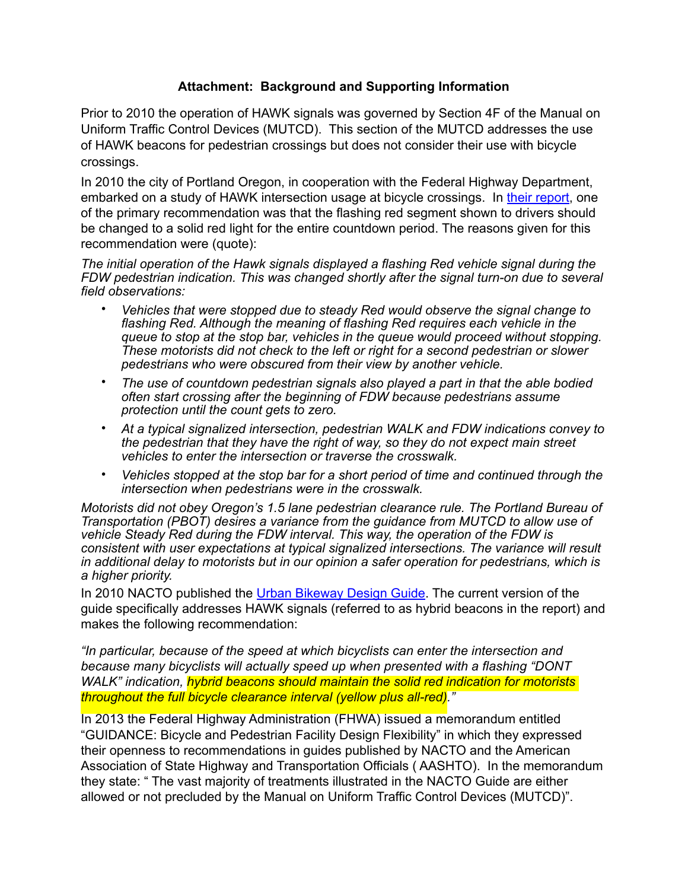**Attachment: Background and Supporting Information**

Prior to 2010 the operation of HAWK signals was governed by Section 4F of the Manual on Uniform Traffic Control Devices (MUTCD). This section of the MUTCD addresses the use of HAWK beacons for pedestrian crossings but does not consider their use with bicycle crossings.

In 2010 the city of Portland Oregon, in cooperation with the Federal Highway Department, embarked on a study of HAWK intersection usage at bicycle crossings. In their report, one of the primary recommendation was that the flashing red segment shown to drivers should be changed to a solid red light for the entire countdown period. The reasons given for this recommendation were (quote):

*The initial operation of the Hawk signals displayed a flashing Red vehicle signal during the FDW pedestrian indication. This was changed shortly after the signal turn-on due to several field observations:*

- *Vehicles that were stopped due to steady Red would observe the signal change to flashing Red. Although the meaning of flashing Red requires each vehicle in the queue to stop at the stop bar, vehicles in the queue would proceed without stopping. These motorists did not check to the left or right for a second pedestrian or slower pedestrians who were obscured from their view by another vehicle.*
- *The use of countdown pedestrian signals also played a part in that the able bodied often start crossing after the beginning of FDW because pedestrians assume protection until the count gets to zero.*
- *At a typical signalized intersection, pedestrian WALK and FDW indications convey to the pedestrian that they have the right of way, so they do not expect main street vehicles to enter the intersection or traverse the crosswalk.*
- *Vehicles stopped at the stop bar for a short period of time and continued through the intersection when pedestrians were in the crosswalk.*

*Motorists did not obey Oregon's 1.5 lane pedestrian clearance rule. The Portland Bureau of Transportation (PBOT) desires a variance from the guidance from MUTCD to allow use of vehicle Steady Red during the FDW interval. This way, the operation of the FDW is consistent with user expectations at typical signalized intersections. The variance will result in additional delay to motorists but in our opinion a safer operation for pedestrians, which is a higher priority.*

In 2010 NACTO published the Urban Bikeway Design Guide. The current version of the guide specifically addresses HAWK signals (referred to as hybrid beacons in the report) and makes the following recommendation:

*"In particular, because of the speed at which bicyclists can enter the intersection and because many bicyclists will actually speed up when presented with a flashing "DONT WALK" indication, hybrid beacons should maintain the solid red indication for motorists throughout the full bicycle clearance interval (yellow plus all-red)."*

In 2013 the Federal Highway Administration (FHWA) issued a memorandum entitled "GUIDANCE: Bicycle and Pedestrian Facility Design Flexibility" in which they expressed their openness to recommendations in guides published by NACTO and the American Association of State Highway and Transportation Officials ( AASHTO). In the memorandum they state: " The vast majority of treatments illustrated in the NACTO Guide are either allowed or not precluded by the Manual on Uniform Traffic Control Devices (MUTCD)".